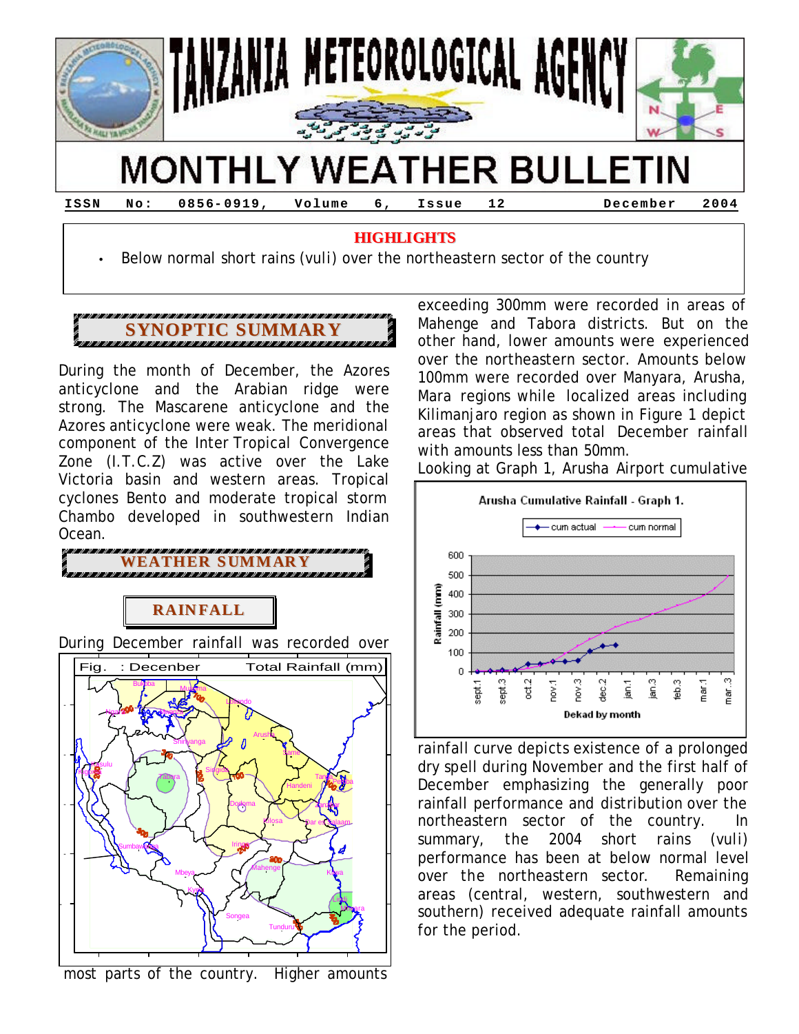# TANZANIA METEOROLOGICAL AGENCY

# MONTHLY WEATHER BULLETIN

**ISSN No: 0856-0919, Volume 6, Issue 12 December 2004**

## HIGHLIGHTS

- Below normal short rains (vuli) over the northeastern sector of the country

## SYNOPTIC SUMMARY

During the month of December, the Azores anticyclone and the Arabian ridge were strong. The Mascarene anticyclone and the Azores anticyclone were weak. The meridional component of the Inter Tropical Convergence Zone (I.T.C.Z) was active over the Lake Victoria basin and western areas. Tropical cyclones Bento and moderate tropical storm Chambo developed in southwestern Indian Ocean.

## WEATHER SUMMARY

### RAINFALL

During December rainfall was recorded over

Fig. : Decenber Total Rainfall (mm)

most parts of the country. Higher amounts exceeding 300mm were recorded in areas of Mahenge and Tabora districts. But on the other hand, lower amounts were experienced over the northeastern sector. Amounts below 100mm were recorded over Manyara, Arusha, Mara regions while localized areas including Kilimanjaro region as shown in Figure 1 depict areas that observed total December rainfall with amounts less than 50mm.

Looking at Graph 1, Arusha Airport cumulative

Arusha Cumulative Rainfall - Graph 1.

cum actual
cum normal

Rainfall (mm)

600
500
400
300
200
100
0

sept.1 sept.3 oct.2 nov.1 nov.3 dec.2 jan.1 jan.3 feb.3 mar.1 mar..3

Dekad by month

rainfall curve depicts existence of a prolonged dry spell during November and the first half of December emphasizing the generally poor rainfall performance and distribution over the northeastern sector of the country. In summary, the 2004 short rains (vuli) performance has been at below normal level over the northeastern sector. Remaining areas (central, western, southwestern and southern) received adequate rainfall amounts for the period.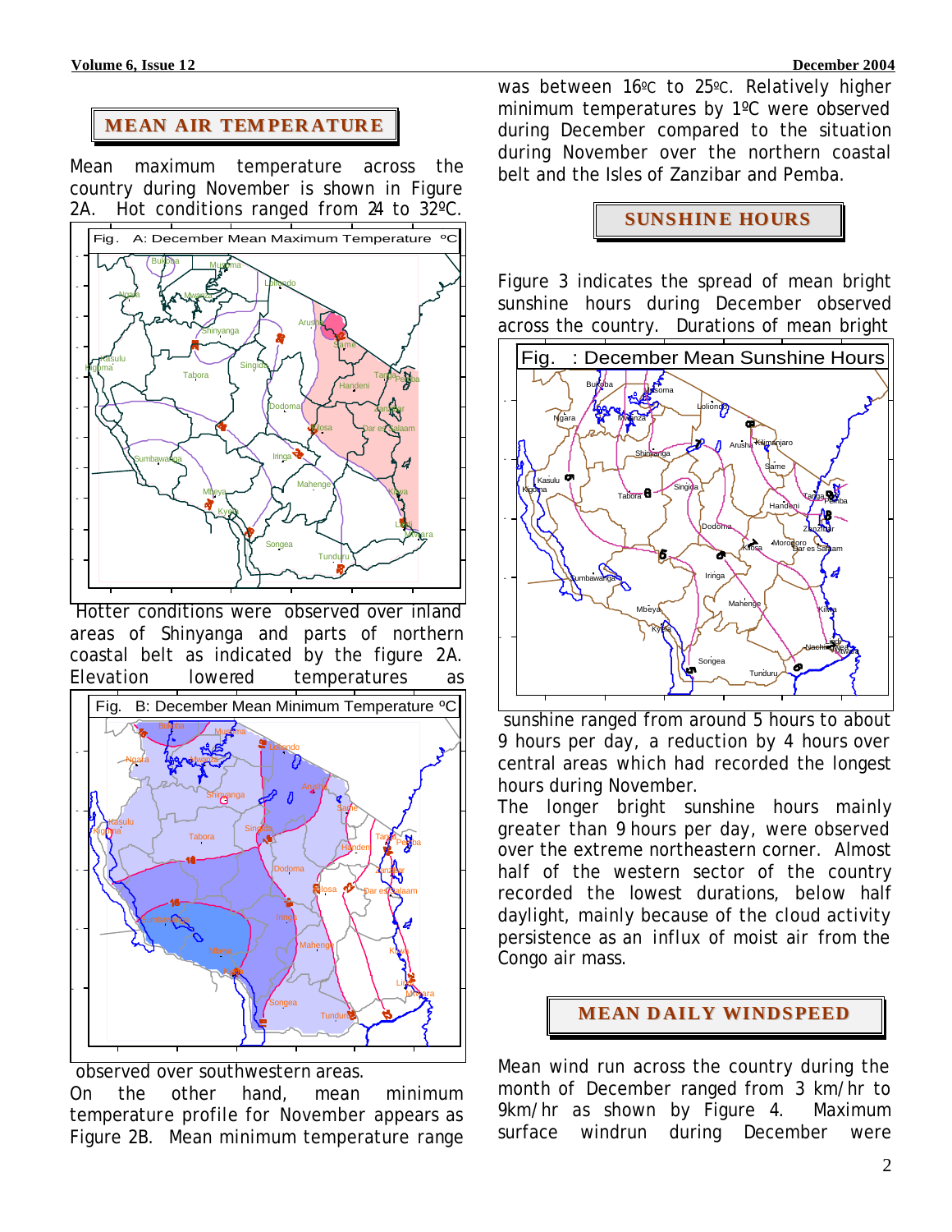## MEAN AIR TEMPERATURE

Mean maximum temperature across the country during November is shown in Figure 2A. Hot conditions ranged from 24 to 32ºC.

Fig. A: December Mean Maximum Temperature ºC

Bukoba
Musoma
Ngara
Mwanza
Loliondo
Arusha
Shinyanga
Same
Kasulu
Kigoma
Singida
Tabora
Tanga
Pemba
Handeni
Dodoma
Zanzibar
Kilosa
Dar es Salaam
Sumbawanga
Iringa
Mahenge
Mbeya
Kilwa
Kyela
Lindi
Mtwara
Songea
Tunduru

Hotter conditions were observed over inland areas of Shinyanga and parts of northern coastal belt as indicated by the figure 2A. Elevation lowered temperatures as

Fig. B: December Mean Minimum Temperature ºC

Bukoba
Musoma
Loliondo
Ngara
Mwanza
Arusha
Shinyanga
Same
Kasulu
Kigoma
Singida
Tabora
Tanga
Pemba
Handeni
Dodoma
Zanzibar
Kilosa
Dar es Salaam
Sumbawanga
Iringa
Mahenge
Mbeya
Kilwa
Kyela
Lindi
Mtwara
Songea
Tunduru

observed over southwestern areas.

On the other hand, mean minimum temperature profile for November appears as Figure 2B. Mean minimum temperature range was between 16ºC to 25ºC. Relatively higher minimum temperatures by 1ºC were observed during December compared to the situation during November over the northern coastal belt and the Isles of Zanzibar and Pemba.

## SUNSHINE HOURS

Figure 3 indicates the spread of mean bright sunshine hours during December observed across the country. Durations of mean bright

Fig. : December Mean Sunshine Hours

Bukoba
Musoma
Loliondo
Ngara
Mwanza
Arusha
Kilimanjaro
Shinyanga
Singida
Same
Kasulu
Kigoma
Tabora
Handeni
Tanga
Pemba
Dodoma
Zanzibar
Kilosa
Morogoro
Dar es Salaam
Sumbawanga
Iringa
Mahenge
Mbeya
Kilwa
Kyela
Lindi
Nachingwea
Mtwara
Songea
Tunduru

sunshine ranged from around 5 hours to about 9 hours per day, a reduction by 4 hours over central areas which had recorded the longest hours during November.

The longer bright sunshine hours mainly greater than 9 hours per day, were observed over the extreme northeastern corner. Almost half of the western sector of the country recorded the lowest durations, below half daylight, mainly because of the cloud activity persistence as an influx of moist air from the Congo air mass.

## MEAN DAILY WINDSPEED

Mean wind run across the country during the month of December ranged from 3 km/hr to 9km/hr as shown by Figure 4. Maximum surface windrun during December were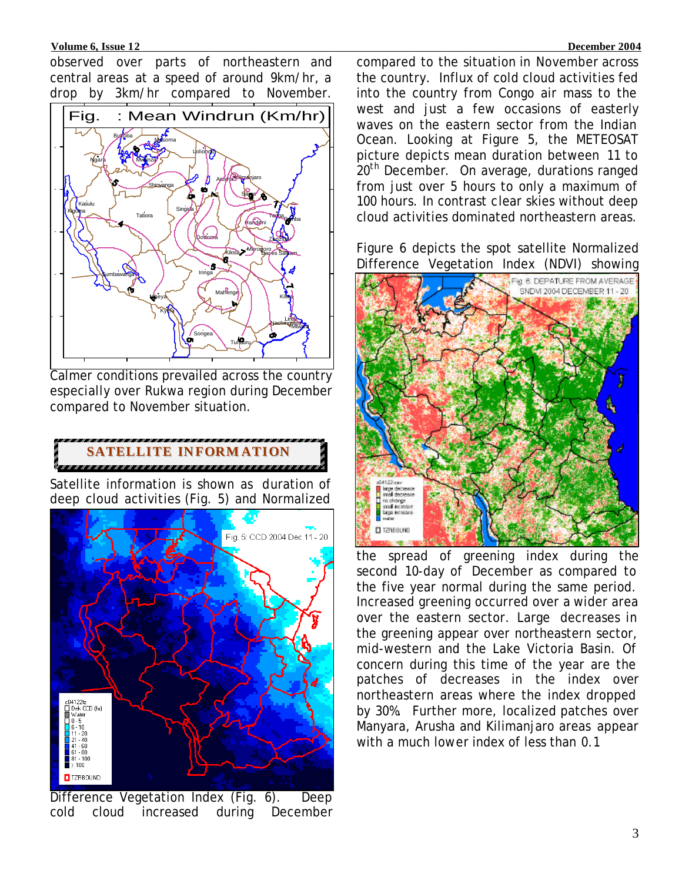observed over parts of northeastern and central areas at a speed of around 9km/hr, a drop by 3km/hr compared to November.

Fig. : Mean Windrun (Km/hr)

Calmer conditions prevailed across the country especially over Rukwa region during December compared to November situation.

## SATELLITE INFORMATION

Satellite information is shown as duration of deep cloud activities (Fig. 5) and Normalized Difference Vegetation Index (Fig. 6). Deep cold cloud increased during December compared to the situation in November across the country. Influx of cold cloud activities fed into the country from Congo air mass to the west and just a few occasions of easterly waves on the eastern sector from the Indian Ocean. Looking at Figure 5, the METEOSAT picture depicts mean duration between 11 to 20th December. On average, durations ranged from just over 5 hours to only a maximum of 100 hours. In contrast clear skies without deep cloud activities dominated northeastern areas.

Fig. 5: CCD 2004 Dec 11 - 20

Figure 6 depicts the spot satellite Normalized Difference Vegetation Index (NDVI) showing the spread of greening index during the second 10-day of December as compared to the five year normal during the same period. Increased greening occurred over a wider area over the eastern sector. Large decreases in the greening appear over northeastern sector, mid-western and the Lake Victoria Basin. Of concern during this time of the year are the patches of decreases in the index over northeastern areas where the index dropped by 30%. Further more, localized patches over Manyara, Arusha and Kilimanjaro areas appear with a much lower index of less than 0.1

Fig 6: DEPATURE FROM AVERAGE SNDVI 2004 DECEMBER 11 - 20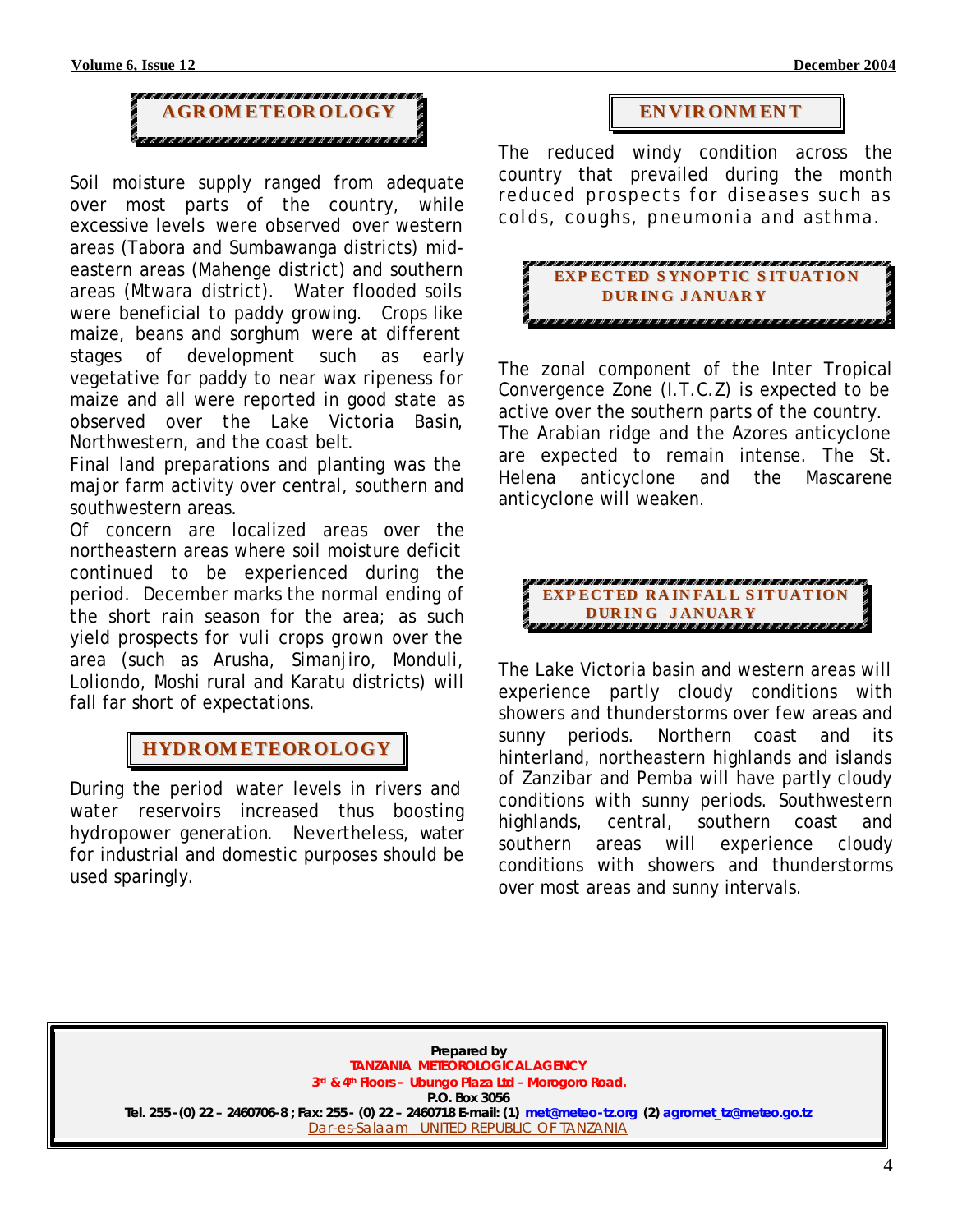## AGROMETEOROLOGY

Soil moisture supply ranged from adequate over most parts of the country, while excessive levels were observed over western areas (Tabora and Sumbawanga districts) mid-eastern areas (Mahenge district) and southern areas (Mtwara district). Water flooded soils were beneficial to paddy growing. Crops like maize, beans and sorghum were at different stages of development such as early vegetative for paddy to near wax ripeness for maize and all were reported in good state as observed over the Lake Victoria Basin, Northwestern, and the coast belt.

Final land preparations and planting was the major farm activity over central, southern and southwestern areas.

Of concern are localized areas over the northeastern areas where soil moisture deficit continued to be experienced during the period. December marks the normal ending of the short rain season for the area; as such yield prospects for vuli crops grown over the area (such as Arusha, Simanjiro, Monduli, Loliondo, Moshi rural and Karatu districts) will fall far short of expectations.

## HYDROMETEOROLOGY

During the period water levels in rivers and water reservoirs increased thus boosting hydropower generation. Nevertheless, water for industrial and domestic purposes should be used sparingly.

## ENVIRONMENT

The reduced windy condition across the country that prevailed during the month reduced prospects for diseases such as colds, coughs, pneumonia and asthma.

## EXPECTED SYNOPTIC SITUATION DURING JANUARY

The zonal component of the Inter Tropical Convergence Zone (I.T.C.Z) is expected to be active over the southern parts of the country. The Arabian ridge and the Azores anticyclone are expected to remain intense. The St. Helena anticyclone and the Mascarene anticyclone will weaken.

## EXPECTED RAINFALL SITUATION DURING JANUARY

The Lake Victoria basin and western areas will experience partly cloudy conditions with showers and thunderstorms over few areas and sunny periods. Northern coast and its hinterland, northeastern highlands and islands of Zanzibar and Pemba will have partly cloudy conditions with sunny periods. Southwestern highlands, central, southern coast and southern areas will experience cloudy conditions with showers and thunderstorms over most areas and sunny intervals.

---

**Prepared by**
**TANZANIA METEOROLOGICAL AGENCY**
**3rd & 4th Floors - Ubungo Plaza Ltd – Morogoro Road.**
**P.O. Box 3056**
**Tel. 255 - (0) 22 – 2460706-8 ; Fax: 255 - (0) 22 – 2460718 E-mail: (1) met@meteo-tz.org (2) agromet_tz@meteo.go.tz**
Dar-es-Salaam UNITED REPUBLIC OF TANZANIA